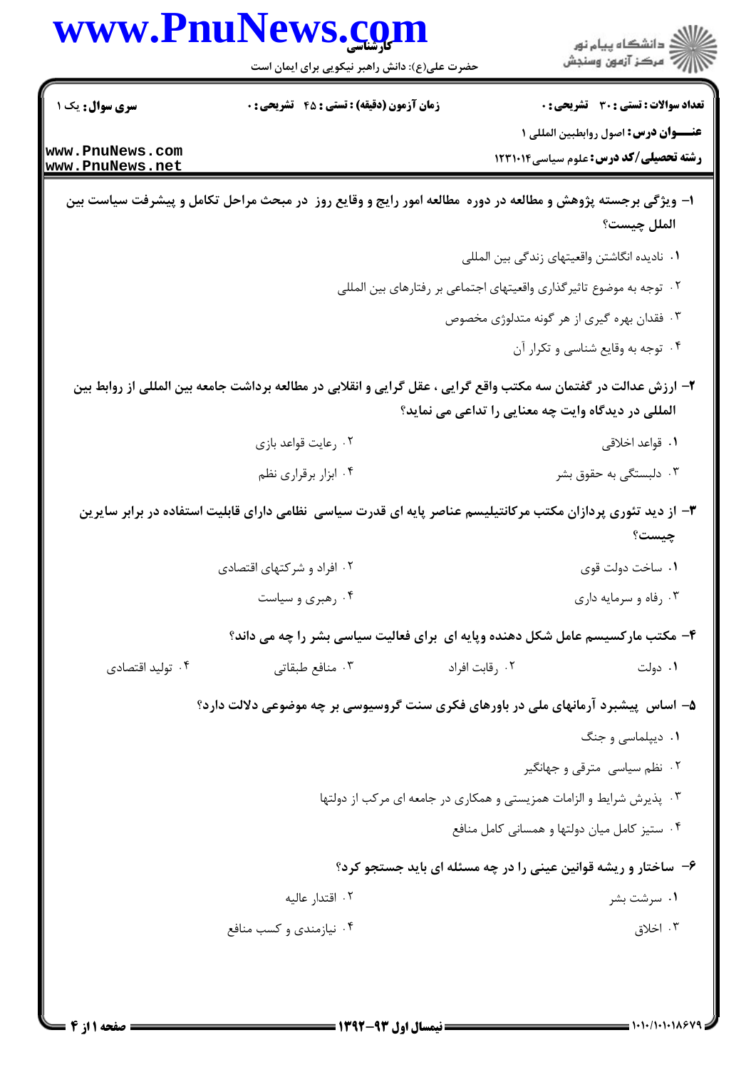**سری سوال:** یک ۱

**زمان آزمون (دقیقه) : تستی : ۴۵ تشریحی : ۰**

**تعداد سوالات : تستی : ۳۰ تشریحی : ۰**

**عنـــوان درس:** اصول روابطبین المللی ۱

**رشته تحصیلی/کد درس:** علوم سیاسی۱۲۳۱۰۱۴

**۱- ویژگی برجسته پژوهش و مطالعه در دوره مطالعه امور رایج و وقایع روز در مبحث مراحل تکامل و پیشرفت سیاست بین الملل چیست؟**

۱. نادیده انگاشتن واقعیتهای زندگی بین المللی

۲. توجه به موضوع تاثیرگذاری واقعیتهای اجتماعی بر رفتارهای بین المللی

۳. فقدان بهره گیری از هر گونه متدلوژی مخصوص

۴. توجه به وقایع شناسی و تکرار آن

**۲- ارزش عدالت در گفتمان سه مکتب واقع گرایی ، عقل گرایی و انقلابی در مطالعه برداشت جامعه بین المللی از روابط بین المللی در دیدگاه وایت چه معنایی را تداعی می نماید؟**

۱. قواعد اخلاقی

۲. رعایت قواعد بازی

۳. دلبستگی به حقوق بشر

۴. ابزار برقراری نظم

**۳- از دید تئوری پردازان مکتب مرکانتیلیسم عناصر پایه ای قدرت سیاسی نظامی دارای قابلیت استفاده در برابر سایرین چیست؟**

۱. ساخت دولت قوی

۲. افراد و شرکتهای اقتصادی

۳. رفاه و سرمایه داری

۴. رهبری و سیاست

**۴- مکتب مارکسیسم عامل شکل دهنده وپایه ای برای فعالیت سیاسی بشر را چه می داند؟**

۱. دولت

۲. رقابت افراد

۳. منافع طبقاتی

۴. تولید اقتصادی

**۵- اساس پیشبرد آرمانهای ملی در باورهای فکری سنت گروسیوسی بر چه موضوعی دلالت دارد؟**

۱. دیپلماسی و جنگ

۲. نظم سیاسی مترقی و جهانگیر

۳. پذیرش شرایط و الزامات همزیستی و همکاری در جامعه ای مرکب از دولتها

۴. ستیز کامل میان دولتها و همسانی کامل منافع

**۶- ساختار و ریشه قوانین عینی را در چه مسئله ای باید جستجو کرد؟**

۱. سرشت بشر

۲. اقتدار عالیه

۳. اخلاق

۴. نیازمندی و کسب منافع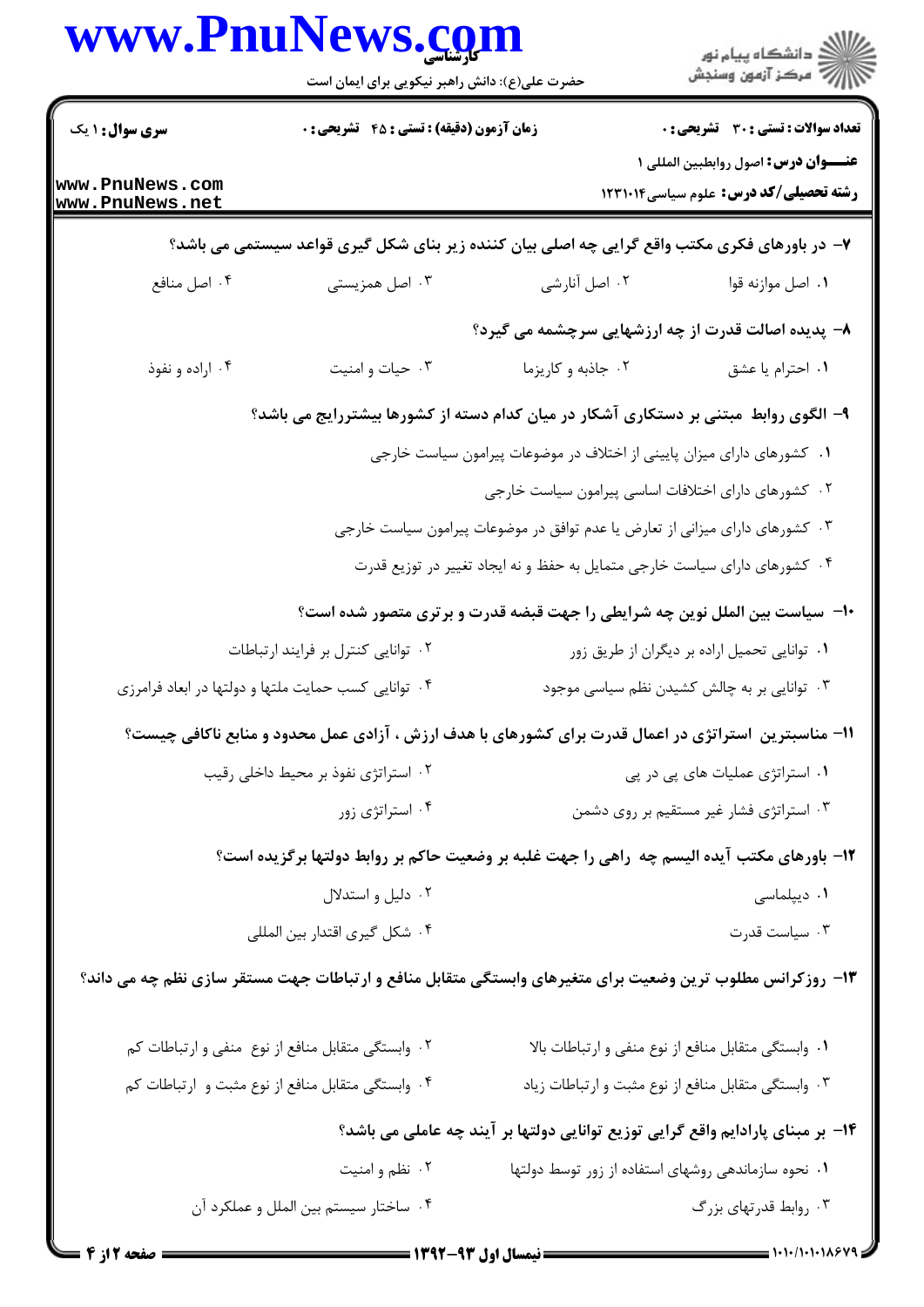۷- در باورهای فکری مکتب واقع گرایی چه اصلی بیان کننده زیر بنای شکل گیری قواعد سیستمی می باشد؟

۱. اصل موازنه قوا
۲. اصل آنارشی
۳. اصل همزیستی
۴. اصل منافع

۸- پدیده اصالت قدرت از چه ارزشهایی سرچشمه می گیرد؟

۱. احترام یا عشق
۲. جاذبه و کاریزما
۳. حیات و امنیت
۴. اراده و نفوذ

۹- الگوی روابط مبتنی بر دستکاری آشکار در میان کدام دسته از کشورها بیشتررایج می باشد؟

۱. کشورهای دارای میزان پایینی از اختلاف در موضوعات پیرامون سیاست خارجی
۲. کشورهای دارای اختلافات اساسی پیرامون سیاست خارجی
۳. کشورهای دارای میزانی از تعارض یا عدم توافق در موضوعات پیرامون سیاست خارجی
۴. کشورهای دارای سیاست خارجی متمایل به حفظ و نه ایجاد تغییر در توزیع قدرت

۱۰- سیاست بین الملل نوین چه شرایطی را جهت قبضه قدرت و برتری متصور شده است؟

۱. توانایی تحمیل اراده بر دیگران از طریق زور
۲. توانایی کنترل بر فرایند ارتباطات
۳. توانایی بر به چالش کشیدن نظم سیاسی موجود
۴. توانایی کسب حمایت ملتها و دولتها در ابعاد فرامرزی

۱۱- مناسبترین استراتژی در اعمال قدرت برای کشورهای با هدف ارزش ، آزادی عمل محدود و منابع ناکافی چیست؟

۱. استراتژی عملیات های پی در پی
۲. استراتژی نفوذ بر محیط داخلی رقیب
۳. استراتژی فشار غیر مستقیم بر روی دشمن
۴. استراتژی زور

۱۲- باورهای مکتب آیده الیسم چه راهی را جهت غلبه بر وضعیت حاکم بر روابط دولتها برگزیده است؟

۱. دیپلماسی
۲. دلیل و استدلال
۳. سیاست قدرت
۴. شکل گیری اقتدار بین المللی

۱۳- روزکرانس مطلوب ترین وضعیت برای متغیرهای وابستگی متقابل منافع و ارتباطات جهت مستقر سازی نظم چه می داند؟

۱. وابستگی متقابل منافع از نوع منفی و ارتباطات بالا
۲. وابستگی متقابل منافع از نوع منفی و ارتباطات کم
۳. وابستگی متقابل منافع از نوع مثبت و ارتباطات زیاد
۴. وابستگی متقابل منافع از نوع مثبت و ارتباطات کم

۱۴- بر مبنای پارادایم واقع گرایی توزیع توانایی دولتها بر آیند چه عاملی می باشد؟

۱. نحوه سازماندهی روشهای استفاده از زور توسط دولتها
۲. نظم و امنیت
۳. روابط قدرتهای بزرگ
۴. ساختار سیستم بین الملل و عملکرد آن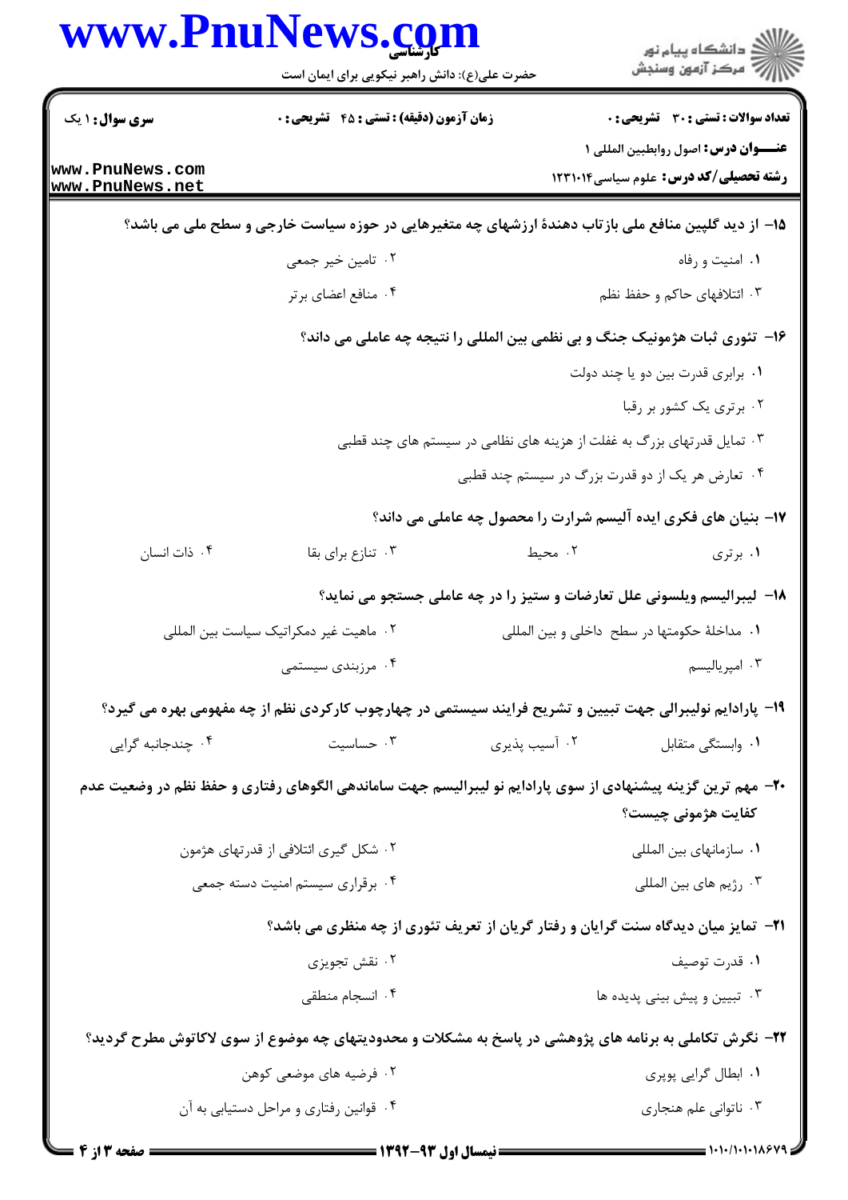**تعداد سوالات : تستی : ۳۰ تشریحی : ۰** | **زمان آزمون (دقیقه) : تستی : ۴۵ تشریحی : ۰** | **سری سوال : ۱ یک**

**عنـــوان درس:** اصول روابطبین المللی ۱

**رشته تحصیلی/کد درس:** علوم سیاسی۱۲۳۱۰۱۴

**۱۵- از دید گلپین منافع ملی بازتاب دهندهٔ ارزشهای چه متغیرهایی در حوزه سیاست خارجی و سطح ملی می باشد؟**

۱. امنیت و رفاه
۲. تامین خیر جمعی
۳. ائتلافهای حاکم و حفظ نظم
۴. منافع اعضای برتر

**۱۶- تئوری ثبات هژمونیک جنگ و بی نظمی بین المللی را نتیجه چه عاملی می داند؟**

۱. برابری قدرت بین دو یا چند دولت
۲. برتری یک کشور بر رقبا
۳. تمایل قدرتهای بزرگ به غفلت از هزینه های نظامی در سیستم های چند قطبی
۴. تعارض هر یک از دو قدرت بزرگ در سیستم چند قطبی

**۱۷- بنیان های فکری ایده آلیسم شرارت را محصول چه عاملی می داند؟**

۱. برتری
۲. محیط
۳. تنازع برای بقا
۴. ذات انسان

**۱۸- لیبرالیسم ویلسونی علل تعارضات و ستیز را در چه عاملی جستجو می نماید؟**

۱. مداخلهٔ حکومتها در سطح داخلی و بین المللی
۲. ماهیت غیر دمکراتیک سیاست بین المللی
۳. امپریالیسم
۴. مرزبندی سیستمی

**۱۹- پارادایم نولیبرالی جهت تبیین و تشریح فرایند سیستمی در چهارچوب کارکردی نظم از چه مفهومی بهره می گیرد؟**

۱. وابستگی متقابل
۲. آسیب پذیری
۳. حساسیت
۴. چندجانبه گرایی

**۲۰- مهم ترین گزینه پیشنهادی از سوی پارادایم نو لیبرالیسم جهت ساماندهی الگوهای رفتاری و حفظ نظم در وضعیت عدم کفایت هژمونی چیست؟**

۱. سازمانهای بین المللی
۲. شکل گیری ائتلافی از قدرتهای هژمون
۳. رژیم های بین المللی
۴. برقراری سیستم امنیت دسته جمعی

**۲۱- تمایز میان دیدگاه سنت گرایان و رفتار گریان از تعریف تئوری از چه منظری می باشد؟**

۱. قدرت توصیف
۲. نقش تجویزی
۳. تبیین و پیش بینی پدیده ها
۴. انسجام منطقی

**۲۲- نگرش تکاملی به برنامه های پژوهشی در پاسخ به مشکلات و محدودیتهای چه موضوع از سوی لاکاتوش مطرح گردید؟**

۱. ابطال گرایی پوپری
۲. فرضیه های موضعی کوهن
۳. ناتوانی علم هنجاری
۴. قوانین رفتاری و مراحل دستیابی به آن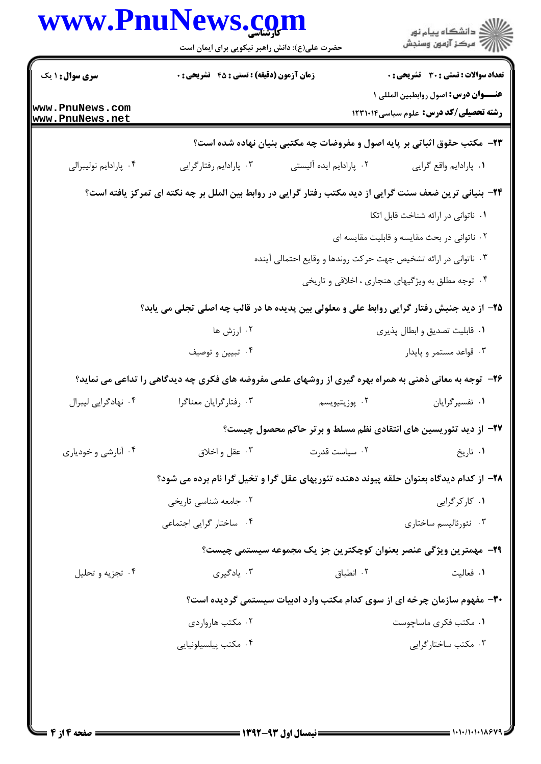۲۳- مکتب حقوق اثباتی بر پایه اصول و مفروضات چه مکتبی بنیان نهاده شده است؟

۱. پارادایم واقع گرایی
۲. پارادایم ایده آلیستی
۳. پارادایم رفتارگرایی
۴. پارادایم نولیبرالی

۲۴- بنیانی ترین ضعف سنت گرایی از دید مکتب رفتار گرایی در روابط بین الملل بر چه نکته ای تمرکز یافته است؟

۱. ناتوانی در ارائه شناخت قابل اتکا
۲. ناتوانی در بحث مقایسه و قابلیت مقایسه ای
۳. ناتوانی در ارائه تشخیص جهت حرکت روندها و وقایع احتمالی آینده
۴. توجه مطلق به ویژگیهای هنجاری ، اخلاقی و تاریخی

۲۵- از دید جنبش رفتار گرایی روابط علی و معلولی بین پدیده ها در قالب چه اصلی تجلی می یابد؟

۱. قابلیت تصدیق و ابطال پذیری
۲. ارزش ها
۳. قواعد مستمر و پایدار
۴. تبیین و توصیف

۲۶- توجه به معانی ذهنی به همراه بهره گیری از روشهای علمی مفروضه های فکری چه دیدگاهی را تداعی می نماید؟

۱. تفسیرگرایان
۲. پوزیتیویسم
۳. رفتارگرایان معناگرا
۴. نهادگرایی لیبرال

۲۷- از دید تئوریسین های انتقادی نظم مسلط و برتر حاکم محصول چیست؟

۱. تاریخ
۲. سیاست قدرت
۳. عقل و اخلاق
۴. آنارشی و خودیاری

۲۸- از کدام دیدگاه بعنوان حلقه پیوند دهنده تئوریهای عقل گرا و تخیل گرا نام برده می شود؟

۱. کارکرگرایی
۲. جامعه شناسی تاریخی
۳. نئورئالیسم ساختاری
۴. ساختار گرایی اجتماعی

۲۹- مهمترین ویژگی عنصر بعنوان کوچکترین جز یک مجموعه سیستمی چیست؟

۱. فعالیت
۲. انطباق
۳. یادگیری
۴. تجزیه و تحلیل

۳۰- مفهوم سازمان چرخه ای از سوی کدام مکتب وارد ادبیات سیستمی گردیده است؟

۱. مکتب فکری ماساچوست
۲. مکتب هاروادی
۳. مکتب ساختارگرایی
۴. مکتب پیلسیلونیایی